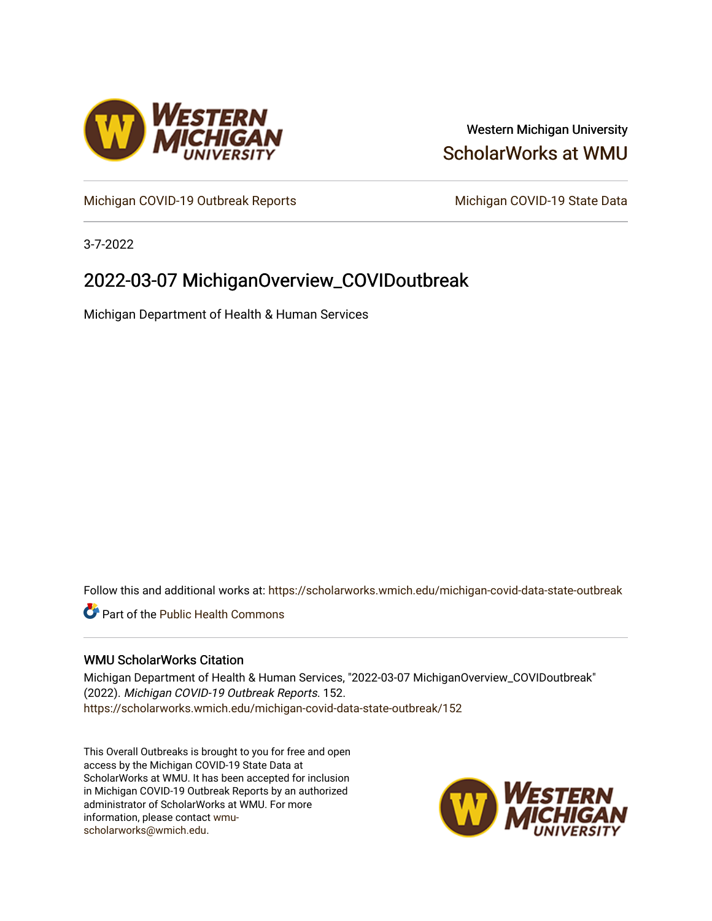Western Michigan University

ScholarWorks at WMU

Michigan COVID-19 Outbreak Reports

Michigan COVID-19 State Data

3-7-2022

# 2022-03-07 MichiganOverview_COVIDoutbreak

Michigan Department of Health & Human Services

Follow this and additional works at: https://scholarworks.wmich.edu/michigan-covid-data-state-outbreak

Part of the Public Health Commons

## WMU ScholarWorks Citation

Michigan Department of Health & Human Services, "2022-03-07 MichiganOverview_COVIDoutbreak" (2022). *Michigan COVID-19 Outbreak Reports*. 152.
https://scholarworks.wmich.edu/michigan-covid-data-state-outbreak/152

This Overall Outbreaks is brought to you for free and open access by the Michigan COVID-19 State Data at ScholarWorks at WMU. It has been accepted for inclusion in Michigan COVID-19 Outbreak Reports by an authorized administrator of ScholarWorks at WMU. For more information, please contact wmu-scholarworks@wmich.edu.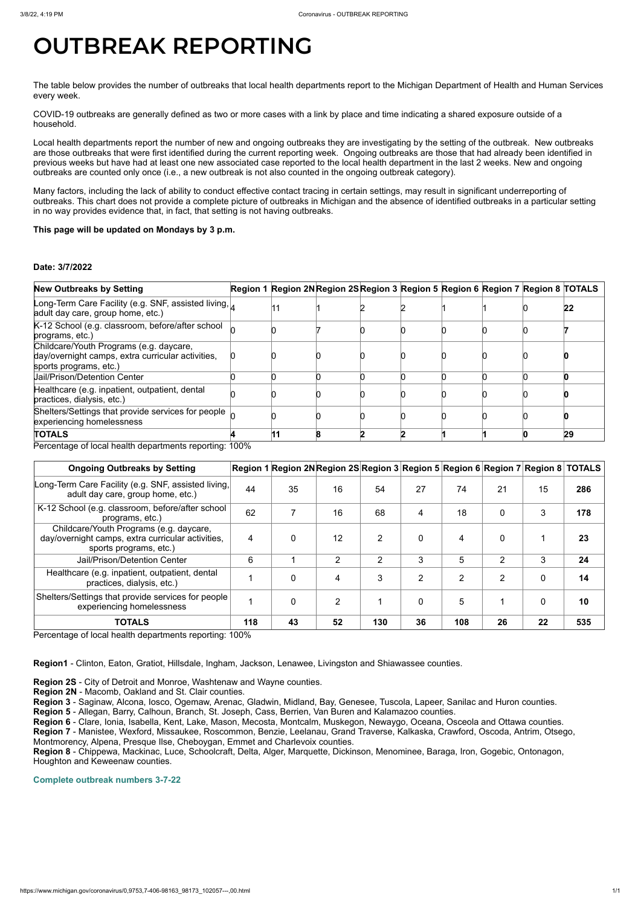# OUTBREAK REPORTING

The table below provides the number of outbreaks that local health departments report to the Michigan Department of Health and Human Services every week.

COVID-19 outbreaks are generally defined as two or more cases with a link by place and time indicating a shared exposure outside of a household.

Local health departments report the number of new and ongoing outbreaks they are investigating by the setting of the outbreak. New outbreaks are those outbreaks that were first identified during the current reporting week. Ongoing outbreaks are those that had already been identified in previous weeks but have had at least one new associated case reported to the local health department in the last 2 weeks. New and ongoing outbreaks are counted only once (i.e., a new outbreak is not also counted in the ongoing outbreak category).

Many factors, including the lack of ability to conduct effective contact tracing in certain settings, may result in significant underreporting of outbreaks. This chart does not provide a complete picture of outbreaks in Michigan and the absence of identified outbreaks in a particular setting in no way provides evidence that, in fact, that setting is not having outbreaks.

**This page will be updated on Mondays by 3 p.m.**

**Date: 3/7/2022**

| New Outbreaks by Setting | Region 1 | Region 2N | Region 2S | Region 3 | Region 5 | Region 6 | Region 7 | Region 8 | TOTALS |
|---|---|---|---|---|---|---|---|---|---|
| Long-Term Care Facility (e.g. SNF, assisted living, adult day care, group home, etc.) | 4 | 11 | 1 | 2 | 2 | 1 | 1 | 0 | **22** |
| K-12 School (e.g. classroom, before/after school programs, etc.) | 0 | 0 | 7 | 0 | 0 | 0 | 0 | 0 | **7** |
| Childcare/Youth Programs (e.g. daycare, day/overnight camps, extra curricular activities, sports programs, etc.) | 0 | 0 | 0 | 0 | 0 | 0 | 0 | 0 | **0** |
| Jail/Prison/Detention Center | 0 | 0 | 0 | 0 | 0 | 0 | 0 | 0 | **0** |
| Healthcare (e.g. inpatient, outpatient, dental practices, dialysis, etc.) | 0 | 0 | 0 | 0 | 0 | 0 | 0 | 0 | **0** |
| Shelters/Settings that provide services for people experiencing homelessness | 0 | 0 | 0 | 0 | 0 | 0 | 0 | 0 | **0** |
| **TOTALS** | **4** | **11** | **8** | **2** | **2** | **1** | **1** | **0** | **29** |

Percentage of local health departments reporting: 100%

| Ongoing Outbreaks by Setting | Region 1 | Region 2N | Region 2S | Region 3 | Region 5 | Region 6 | Region 7 | Region 8 | TOTALS |
|---|---|---|---|---|---|---|---|---|---|
| Long-Term Care Facility (e.g. SNF, assisted living, adult day care, group home, etc.) | 44 | 35 | 16 | 54 | 27 | 74 | 21 | 15 | **286** |
| K-12 School (e.g. classroom, before/after school programs, etc.) | 62 | 7 | 16 | 68 | 4 | 18 | 0 | 3 | **178** |
| Childcare/Youth Programs (e.g. daycare, day/overnight camps, extra curricular activities, sports programs, etc.) | 4 | 0 | 12 | 2 | 0 | 4 | 0 | 1 | **23** |
| Jail/Prison/Detention Center | 6 | 1 | 2 | 2 | 3 | 5 | 2 | 3 | **24** |
| Healthcare (e.g. inpatient, outpatient, dental practices, dialysis, etc.) | 1 | 0 | 4 | 3 | 2 | 2 | 2 | 0 | **14** |
| Shelters/Settings that provide services for people experiencing homelessness | 1 | 0 | 2 | 1 | 0 | 5 | 1 | 0 | **10** |
| **TOTALS** | **118** | **43** | **52** | **130** | **36** | **108** | **26** | **22** | **535** |

Percentage of local health departments reporting: 100%

**Region1** - Clinton, Eaton, Gratiot, Hillsdale, Ingham, Jackson, Lenawee, Livingston and Shiawassee counties.

**Region 2S** - City of Detroit and Monroe, Washtenaw and Wayne counties.
**Region 2N** - Macomb, Oakland and St. Clair counties.
**Region 3** - Saginaw, Alcona, Iosco, Ogemaw, Arenac, Gladwin, Midland, Bay, Genesee, Tuscola, Lapeer, Sanilac and Huron counties.
**Region 5** - Allegan, Barry, Calhoun, Branch, St. Joseph, Cass, Berrien, Van Buren and Kalamazoo counties.
**Region 6** - Clare, Ionia, Isabella, Kent, Lake, Mason, Mecosta, Montcalm, Muskegon, Newaygo, Oceana, Osceola and Ottawa counties.
**Region 7** - Manistee, Wexford, Missaukee, Roscommon, Benzie, Leelanau, Grand Traverse, Kalkaska, Crawford, Oscoda, Antrim, Otsego, Montmorency, Alpena, Presque Ilse, Cheboygan, Emmet and Charlevoix counties.
**Region 8** - Chippewa, Mackinac, Luce, Schoolcraft, Delta, Alger, Marquette, Dickinson, Menominee, Baraga, Iron, Gogebic, Ontonagon, Houghton and Keweenaw counties.

**Complete outbreak numbers 3-7-22**